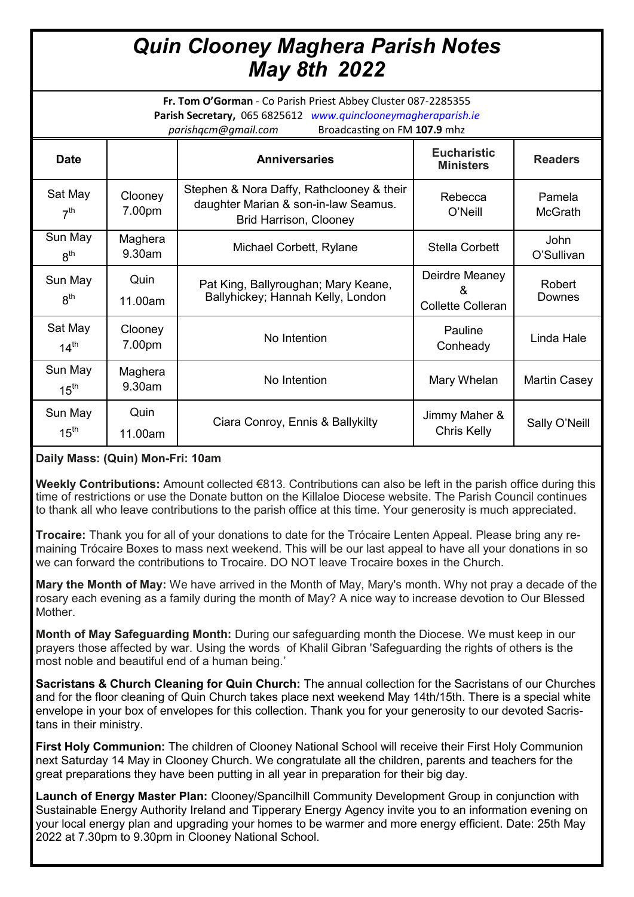# *Quin Clooney Maghera Parish Notes May 8th 2022*

**Fr. Tom O'Gorman** - Co Parish Priest Abbey Cluster 087-2285355
**Parish Secretary,** 065 6825612 *www.quinclooneymagheraparish.ie*
*parishqcm@gmail.com* Broadcasting on FM **107.9** mhz

| Date | | Anniversaries | Eucharistic Ministers | Readers |
|---|---|---|---|---|
| Sat May 7th | Clooney 7.00pm | Stephen & Nora Daffy, Rathclooney & their daughter Marian & son-in-law Seamus. Brid Harrison, Clooney | Rebecca O'Neill | Pamela McGrath |
| Sun May 8th | Maghera 9.30am | Michael Corbett, Rylane | Stella Corbett | John O'Sullivan |
| Sun May 8th | Quin 11.00am | Pat King, Ballyroughan; Mary Keane, Ballyhickey; Hannah Kelly, London | Deirdre Meaney & Collette Colleran | Robert Downes |
| Sat May 14th | Clooney 7.00pm | No Intention | Pauline Conheady | Linda Hale |
| Sun May 15th | Maghera 9.30am | No Intention | Mary Whelan | Martin Casey |
| Sun May 15th | Quin 11.00am | Ciara Conroy, Ennis & Ballykilty | Jimmy Maher & Chris Kelly | Sally O'Neill |

**Daily Mass: (Quin) Mon-Fri: 10am**

**Weekly Contributions:** Amount collected €813. Contributions can also be left in the parish office during this time of restrictions or use the Donate button on the Killaloe Diocese website. The Parish Council continues to thank all who leave contributions to the parish office at this time. Your generosity is much appreciated.

**Trocaire:** Thank you for all of your donations to date for the Trócaire Lenten Appeal. Please bring any remaining Trócaire Boxes to mass next weekend. This will be our last appeal to have all your donations in so we can forward the contributions to Trocaire. DO NOT leave Trocaire boxes in the Church.

**Mary the Month of May:** We have arrived in the Month of May, Mary's month. Why not pray a decade of the rosary each evening as a family during the month of May? A nice way to increase devotion to Our Blessed Mother.

**Month of May Safeguarding Month:** During our safeguarding month the Diocese. We must keep in our prayers those affected by war. Using the words of Khalil Gibran 'Safeguarding the rights of others is the most noble and beautiful end of a human being.'

**Sacristans & Church Cleaning for Quin Church:** The annual collection for the Sacristans of our Churches and for the floor cleaning of Quin Church takes place next weekend May 14th/15th. There is a special white envelope in your box of envelopes for this collection. Thank you for your generosity to our devoted Sacristans in their ministry.

**First Holy Communion:** The children of Clooney National School will receive their First Holy Communion next Saturday 14 May in Clooney Church. We congratulate all the children, parents and teachers for the great preparations they have been putting in all year in preparation for their big day.

**Launch of Energy Master Plan:** Clooney/Spancilhill Community Development Group in conjunction with Sustainable Energy Authority Ireland and Tipperary Energy Agency invite you to an information evening on your local energy plan and upgrading your homes to be warmer and more energy efficient. Date: 25th May 2022 at 7.30pm to 9.30pm in Clooney National School.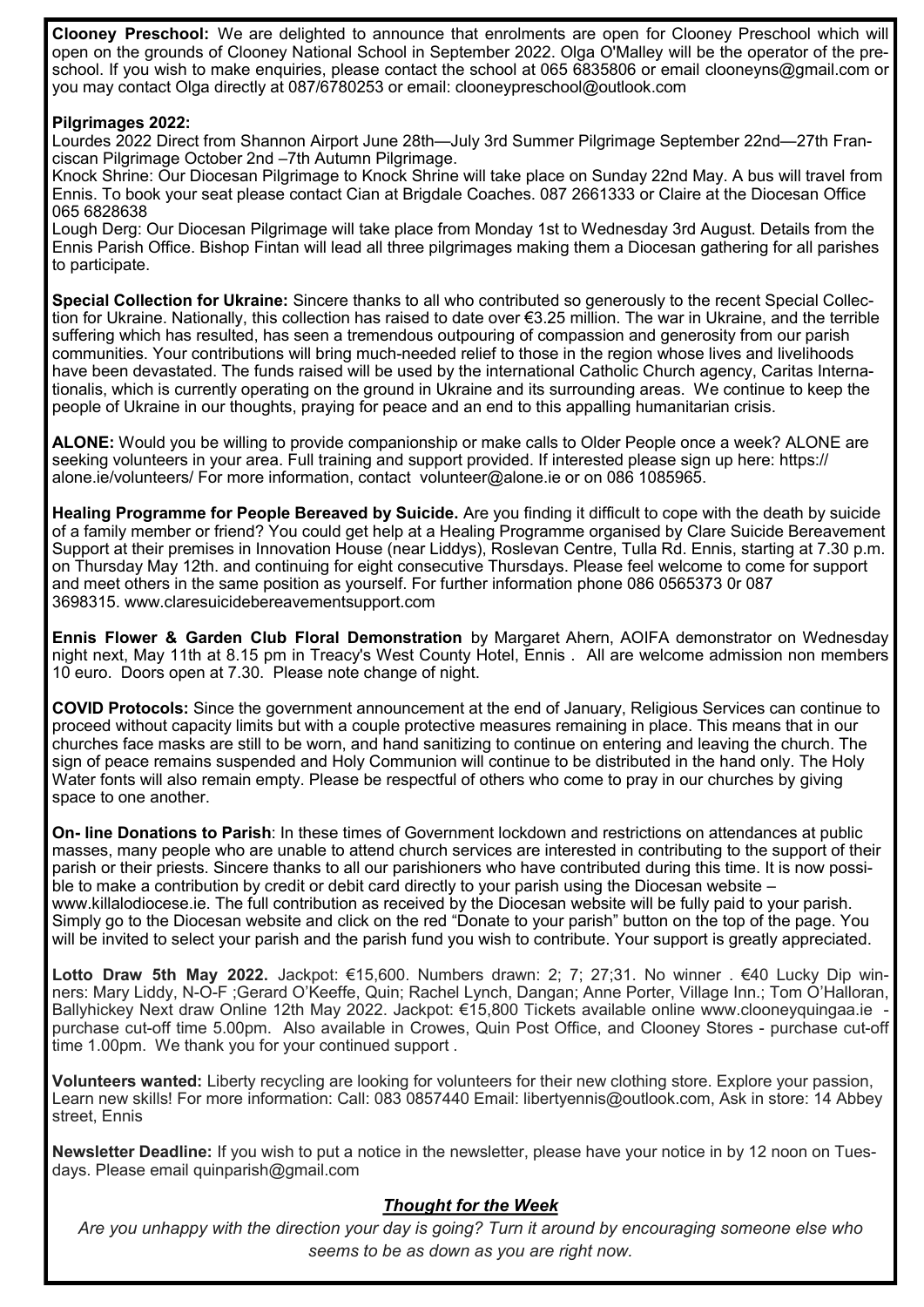**Clooney Preschool:** We are delighted to announce that enrolments are open for Clooney Preschool which will open on the grounds of Clooney National School in September 2022. Olga O'Malley will be the operator of the preschool. If you wish to make enquiries, please contact the school at 065 6835806 or email clooneyns@gmail.com or you may contact Olga directly at 087/6780253 or email: clooneypreschool@outlook.com

**Pilgrimages 2022:**

Lourdes 2022 Direct from Shannon Airport June 28th—July 3rd Summer Pilgrimage September 22nd—27th Franciscan Pilgrimage October 2nd –7th Autumn Pilgrimage.

Knock Shrine: Our Diocesan Pilgrimage to Knock Shrine will take place on Sunday 22nd May. A bus will travel from Ennis. To book your seat please contact Cian at Brigdale Coaches. 087 2661333 or Claire at the Diocesan Office 065 6828638

Lough Derg: Our Diocesan Pilgrimage will take place from Monday 1st to Wednesday 3rd August. Details from the Ennis Parish Office. Bishop Fintan will lead all three pilgrimages making them a Diocesan gathering for all parishes to participate.

**Special Collection for Ukraine:** Sincere thanks to all who contributed so generously to the recent Special Collection for Ukraine. Nationally, this collection has raised to date over €3.25 million. The war in Ukraine, and the terrible suffering which has resulted, has seen a tremendous outpouring of compassion and generosity from our parish communities. Your contributions will bring much-needed relief to those in the region whose lives and livelihoods have been devastated. The funds raised will be used by the international Catholic Church agency, Caritas Internationalis, which is currently operating on the ground in Ukraine and its surrounding areas. We continue to keep the people of Ukraine in our thoughts, praying for peace and an end to this appalling humanitarian crisis.

**ALONE:** Would you be willing to provide companionship or make calls to Older People once a week? ALONE are seeking volunteers in your area. Full training and support provided. If interested please sign up here: https://alone.ie/volunteers/ For more information, contact volunteer@alone.ie or on 086 1085965.

**Healing Programme for People Bereaved by Suicide.** Are you finding it difficult to cope with the death by suicide of a family member or friend? You could get help at a Healing Programme organised by Clare Suicide Bereavement Support at their premises in Innovation House (near Liddys), Roslevan Centre, Tulla Rd. Ennis, starting at 7.30 p.m. on Thursday May 12th. and continuing for eight consecutive Thursdays. Please feel welcome to come for support and meet others in the same position as yourself. For further information phone 086 0565373 0r 087 3698315. www.claresuicidebereavementsupport.com

**Ennis Flower & Garden Club Floral Demonstration** by Margaret Ahern, AOIFA demonstrator on Wednesday night next, May 11th at 8.15 pm in Treacy's West County Hotel, Ennis . All are welcome admission non members 10 euro. Doors open at 7.30. Please note change of night.

**COVID Protocols:** Since the government announcement at the end of January, Religious Services can continue to proceed without capacity limits but with a couple protective measures remaining in place. This means that in our churches face masks are still to be worn, and hand sanitizing to continue on entering and leaving the church. The sign of peace remains suspended and Holy Communion will continue to be distributed in the hand only. The Holy Water fonts will also remain empty. Please be respectful of others who come to pray in our churches by giving space to one another.

**On- line Donations to Parish**: In these times of Government lockdown and restrictions on attendances at public masses, many people who are unable to attend church services are interested in contributing to the support of their parish or their priests. Sincere thanks to all our parishioners who have contributed during this time. It is now possible to make a contribution by credit or debit card directly to your parish using the Diocesan website – www.killalodiocese.ie. The full contribution as received by the Diocesan website will be fully paid to your parish. Simply go to the Diocesan website and click on the red "Donate to your parish" button on the top of the page. You will be invited to select your parish and the parish fund you wish to contribute. Your support is greatly appreciated.

**Lotto Draw 5th May 2022.** Jackpot: €15,600. Numbers drawn: 2; 7; 27;31. No winner . €40 Lucky Dip winners: Mary Liddy, N-O-F ;Gerard O'Keeffe, Quin; Rachel Lynch, Dangan; Anne Porter, Village Inn.; Tom O'Halloran, Ballyhickey Next draw Online 12th May 2022. Jackpot: €15,800 Tickets available online www.clooneyquingaa.ie - purchase cut-off time 5.00pm. Also available in Crowes, Quin Post Office, and Clooney Stores - purchase cut-off time 1.00pm. We thank you for your continued support .

**Volunteers wanted:** Liberty recycling are looking for volunteers for their new clothing store. Explore your passion, Learn new skills! For more information: Call: 083 0857440 Email: libertyennis@outlook.com, Ask in store: 14 Abbey street, Ennis

**Newsletter Deadline:** If you wish to put a notice in the newsletter, please have your notice in by 12 noon on Tuesdays. Please email quinparish@gmail.com

## ***Thought for the Week***

*Are you unhappy with the direction your day is going? Turn it around by encouraging someone else who seems to be as down as you are right now.*